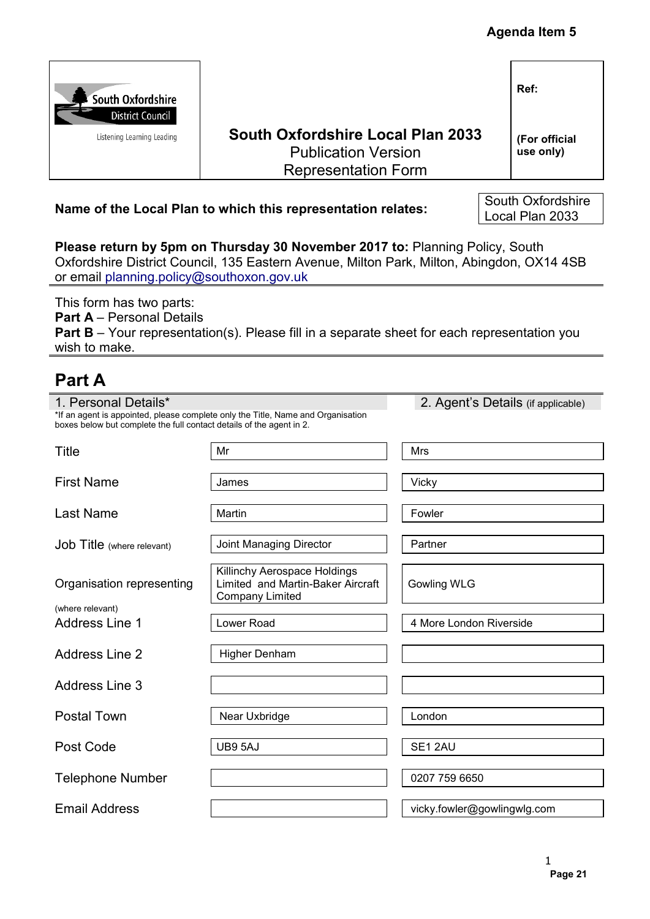Agenda Item 5

| South Oxfordshire District Council<br>Listening Learning Leading | **South Oxfordshire Local Plan 2033**<br>Publication Version<br>Representation Form | **Ref:**<br><br>**(For official use only)** |
|---|---|---|

**Name of the Local Plan to which this representation relates:** South Oxfordshire Local Plan 2033

**Please return by 5pm on Thursday 30 November 2017 to:** Planning Policy, South Oxfordshire District Council, 135 Eastern Avenue, Milton Park, Milton, Abingdon, OX14 4SB or email planning.policy@southoxon.gov.uk

This form has two parts:
**Part A** – Personal Details
**Part B** – Your representation(s). Please fill in a separate sheet for each representation you wish to make.

## Part A

| | 1. Personal Details* | 2. Agent's Details (if applicable) |
|---|---|---|
| Title | Mr | Mrs |
| First Name | James | Vicky |
| Last Name | Martin | Fowler |
| Job Title (where relevant) | Joint Managing Director | Partner |
| Organisation representing (where relevant) | Killinchy Aerospace Holdings Limited and Martin-Baker Aircraft Company Limited | Gowling WLG |
| Address Line 1 | Lower Road | 4 More London Riverside |
| Address Line 2 | Higher Denham | |
| Address Line 3 | | |
| Postal Town | Near Uxbridge | London |
| Post Code | UB9 5AJ | SE1 2AU |
| Telephone Number | | 0207 759 6650 |
| Email Address | | vicky.fowler@gowlingwlg.com |

*If an agent is appointed, please complete only the Title, Name and Organisation boxes below but complete the full contact details of the agent in 2.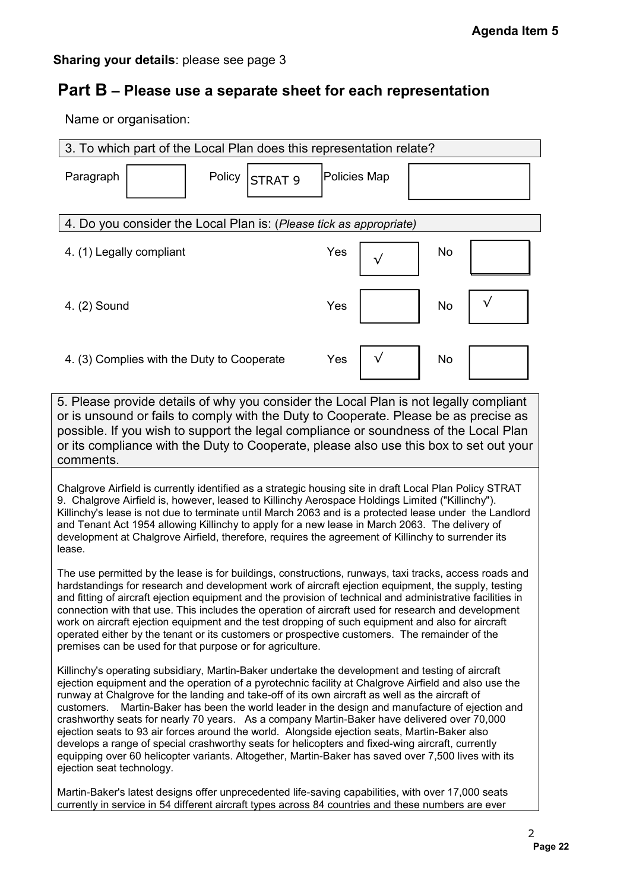**Sharing your details**: please see page 3

## Part B – Please use a separate sheet for each representation

Name or organisation:

3. To which part of the Local Plan does this representation relate?

| Paragraph | | Policy | STRAT 9 | Policies Map | |
|---|---|---|---|---|---|

4. Do you consider the Local Plan is: (*Please tick as appropriate*)

| | Yes | | No | |
|---|---|---|---|---|
| 4. (1) Legally compliant | Yes | √ | No | |
| 4. (2) Sound | Yes | | No | √ |
| 4. (3) Complies with the Duty to Cooperate | Yes | √ | No | |

5. Please provide details of why you consider the Local Plan is not legally compliant or is unsound or fails to comply with the Duty to Cooperate. Please be as precise as possible. If you wish to support the legal compliance or soundness of the Local Plan or its compliance with the Duty to Cooperate, please also use this box to set out your comments.

Chalgrove Airfield is currently identified as a strategic housing site in draft Local Plan Policy STRAT 9. Chalgrove Airfield is, however, leased to Killinchy Aerospace Holdings Limited ("Killinchy"). Killinchy's lease is not due to terminate until March 2063 and is a protected lease under the Landlord and Tenant Act 1954 allowing Killinchy to apply for a new lease in March 2063. The delivery of development at Chalgrove Airfield, therefore, requires the agreement of Killinchy to surrender its lease.

The use permitted by the lease is for buildings, constructions, runways, taxi tracks, access roads and hardstandings for research and development work of aircraft ejection equipment, the supply, testing and fitting of aircraft ejection equipment and the provision of technical and administrative facilities in connection with that use. This includes the operation of aircraft used for research and development work on aircraft ejection equipment and the test dropping of such equipment and also for aircraft operated either by the tenant or its customers or prospective customers. The remainder of the premises can be used for that purpose or for agriculture.

Killinchy's operating subsidiary, Martin-Baker undertake the development and testing of aircraft ejection equipment and the operation of a pyrotechnic facility at Chalgrove Airfield and also use the runway at Chalgrove for the landing and take-off of its own aircraft as well as the aircraft of customers. Martin-Baker has been the world leader in the design and manufacture of ejection and crashworthy seats for nearly 70 years. As a company Martin-Baker have delivered over 70,000 ejection seats to 93 air forces around the world. Alongside ejection seats, Martin-Baker also develops a range of special crashworthy seats for helicopters and fixed-wing aircraft, currently equipping over 60 helicopter variants. Altogether, Martin-Baker has saved over 7,500 lives with its ejection seat technology.

Martin-Baker's latest designs offer unprecedented life-saving capabilities, with over 17,000 seats currently in service in 54 different aircraft types across 84 countries and these numbers are ever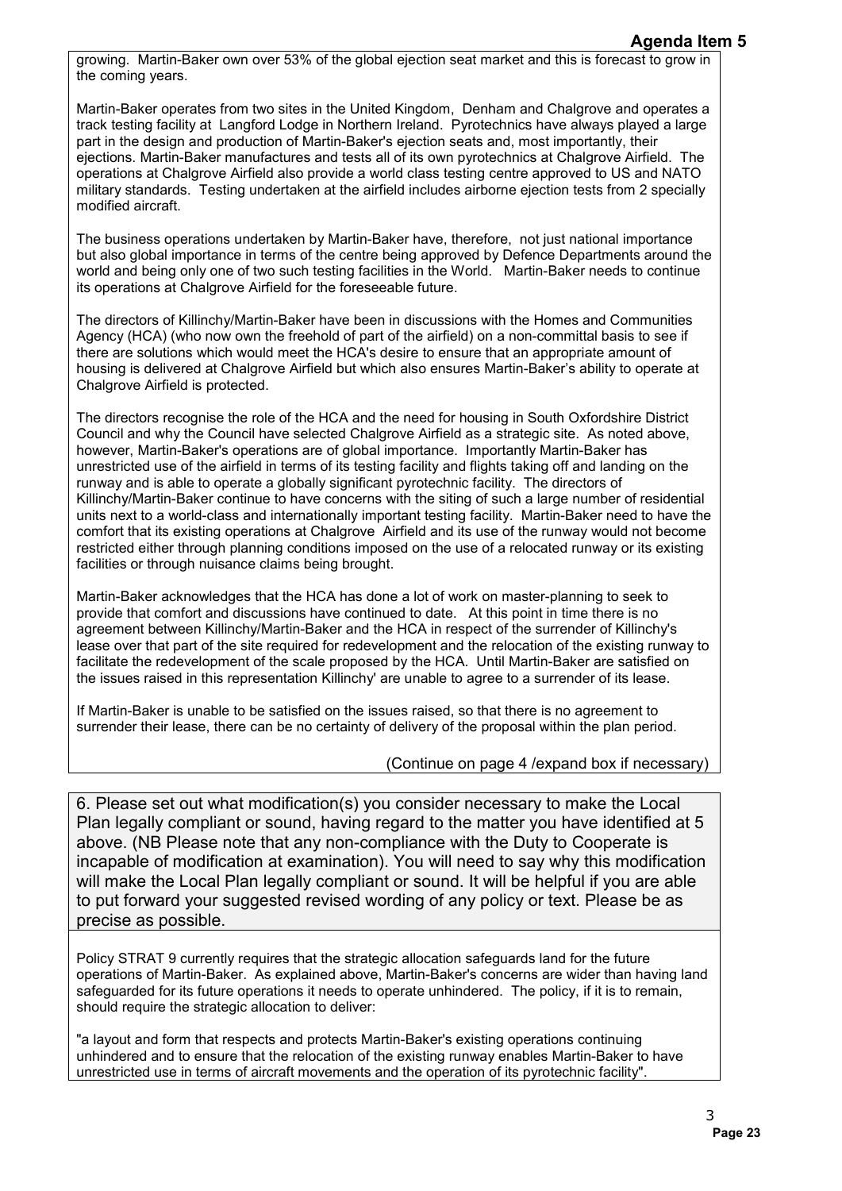growing. Martin-Baker own over 53% of the global ejection seat market and this is forecast to grow in the coming years.

Martin-Baker operates from two sites in the United Kingdom, Denham and Chalgrove and operates a track testing facility at Langford Lodge in Northern Ireland. Pyrotechnics have always played a large part in the design and production of Martin-Baker's ejection seats and, most importantly, their ejections. Martin-Baker manufactures and tests all of its own pyrotechnics at Chalgrove Airfield. The operations at Chalgrove Airfield also provide a world class testing centre approved to US and NATO military standards. Testing undertaken at the airfield includes airborne ejection tests from 2 specially modified aircraft.

The business operations undertaken by Martin-Baker have, therefore, not just national importance but also global importance in terms of the centre being approved by Defence Departments around the world and being only one of two such testing facilities in the World. Martin-Baker needs to continue its operations at Chalgrove Airfield for the foreseeable future.

The directors of Killinchy/Martin-Baker have been in discussions with the Homes and Communities Agency (HCA) (who now own the freehold of part of the airfield) on a non-committal basis to see if there are solutions which would meet the HCA's desire to ensure that an appropriate amount of housing is delivered at Chalgrove Airfield but which also ensures Martin-Baker's ability to operate at Chalgrove Airfield is protected.

The directors recognise the role of the HCA and the need for housing in South Oxfordshire District Council and why the Council have selected Chalgrove Airfield as a strategic site. As noted above, however, Martin-Baker's operations are of global importance. Importantly Martin-Baker has unrestricted use of the airfield in terms of its testing facility and flights taking off and landing on the runway and is able to operate a globally significant pyrotechnic facility. The directors of Killinchy/Martin-Baker continue to have concerns with the siting of such a large number of residential units next to a world-class and internationally important testing facility. Martin-Baker need to have the comfort that its existing operations at Chalgrove Airfield and its use of the runway would not become restricted either through planning conditions imposed on the use of a relocated runway or its existing facilities or through nuisance claims being brought.

Martin-Baker acknowledges that the HCA has done a lot of work on master-planning to seek to provide that comfort and discussions have continued to date. At this point in time there is no agreement between Killinchy/Martin-Baker and the HCA in respect of the surrender of Killinchy's lease over that part of the site required for redevelopment and the relocation of the existing runway to facilitate the redevelopment of the scale proposed by the HCA. Until Martin-Baker are satisfied on the issues raised in this representation Killinchy' are unable to agree to a surrender of its lease.

If Martin-Baker is unable to be satisfied on the issues raised, so that there is no agreement to surrender their lease, there can be no certainty of delivery of the proposal within the plan period.

(Continue on page 4 /expand box if necessary)

6. Please set out what modification(s) you consider necessary to make the Local Plan legally compliant or sound, having regard to the matter you have identified at 5 above. (NB Please note that any non-compliance with the Duty to Cooperate is incapable of modification at examination). You will need to say why this modification will make the Local Plan legally compliant or sound. It will be helpful if you are able to put forward your suggested revised wording of any policy or text. Please be as precise as possible.

Policy STRAT 9 currently requires that the strategic allocation safeguards land for the future operations of Martin-Baker. As explained above, Martin-Baker's concerns are wider than having land safeguarded for its future operations it needs to operate unhindered. The policy, if it is to remain, should require the strategic allocation to deliver:

"a layout and form that respects and protects Martin-Baker's existing operations continuing unhindered and to ensure that the relocation of the existing runway enables Martin-Baker to have unrestricted use in terms of aircraft movements and the operation of its pyrotechnic facility".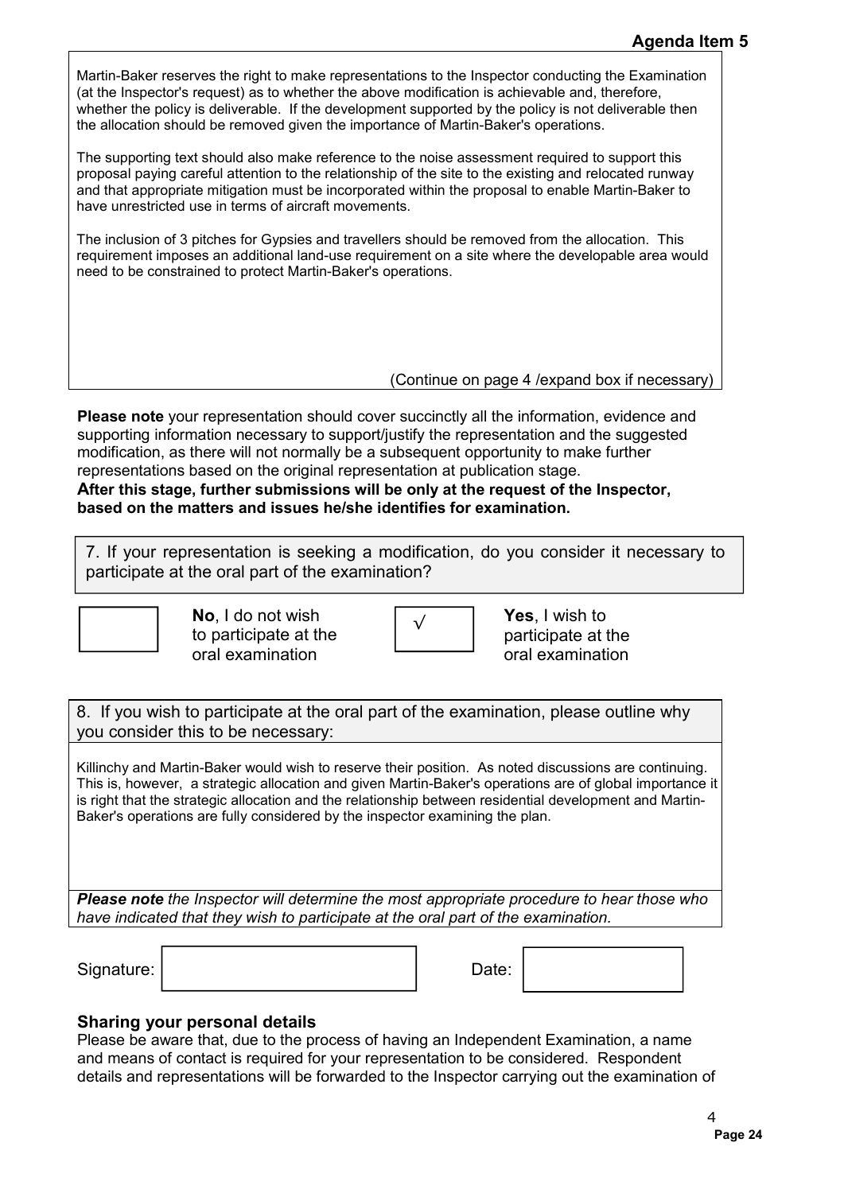Martin-Baker reserves the right to make representations to the Inspector conducting the Examination (at the Inspector's request) as to whether the above modification is achievable and, therefore, whether the policy is deliverable. If the development supported by the policy is not deliverable then the allocation should be removed given the importance of Martin-Baker's operations.

The supporting text should also make reference to the noise assessment required to support this proposal paying careful attention to the relationship of the site to the existing and relocated runway and that appropriate mitigation must be incorporated within the proposal to enable Martin-Baker to have unrestricted use in terms of aircraft movements.

The inclusion of 3 pitches for Gypsies and travellers should be removed from the allocation. This requirement imposes an additional land-use requirement on a site where the developable area would need to be constrained to protect Martin-Baker's operations.

(Continue on page 4 /expand box if necessary)

**Please note** your representation should cover succinctly all the information, evidence and supporting information necessary to support/justify the representation and the suggested modification, as there will not normally be a subsequent opportunity to make further representations based on the original representation at publication stage.
**After this stage, further submissions will be only at the request of the Inspector, based on the matters and issues he/she identifies for examination.**

7. If your representation is seeking a modification, do you consider it necessary to participate at the oral part of the examination?

| | |
|---|---|
| ☐ **No**, I do not wish to participate at the oral examination | √ **Yes**, I wish to participate at the oral examination |

8. If you wish to participate at the oral part of the examination, please outline why you consider this to be necessary:

Killinchy and Martin-Baker would wish to reserve their position. As noted discussions are continuing. This is, however, a strategic allocation and given Martin-Baker's operations are of global importance it is right that the strategic allocation and the relationship between residential development and Martin-Baker's operations are fully considered by the inspector examining the plan.

***Please note*** *the Inspector will determine the most appropriate procedure to hear those who have indicated that they wish to participate at the oral part of the examination.*

Signature: ______________ Date: ______________

## Sharing your personal details

Please be aware that, due to the process of having an Independent Examination, a name and means of contact is required for your representation to be considered. Respondent details and representations will be forwarded to the Inspector carrying out the examination of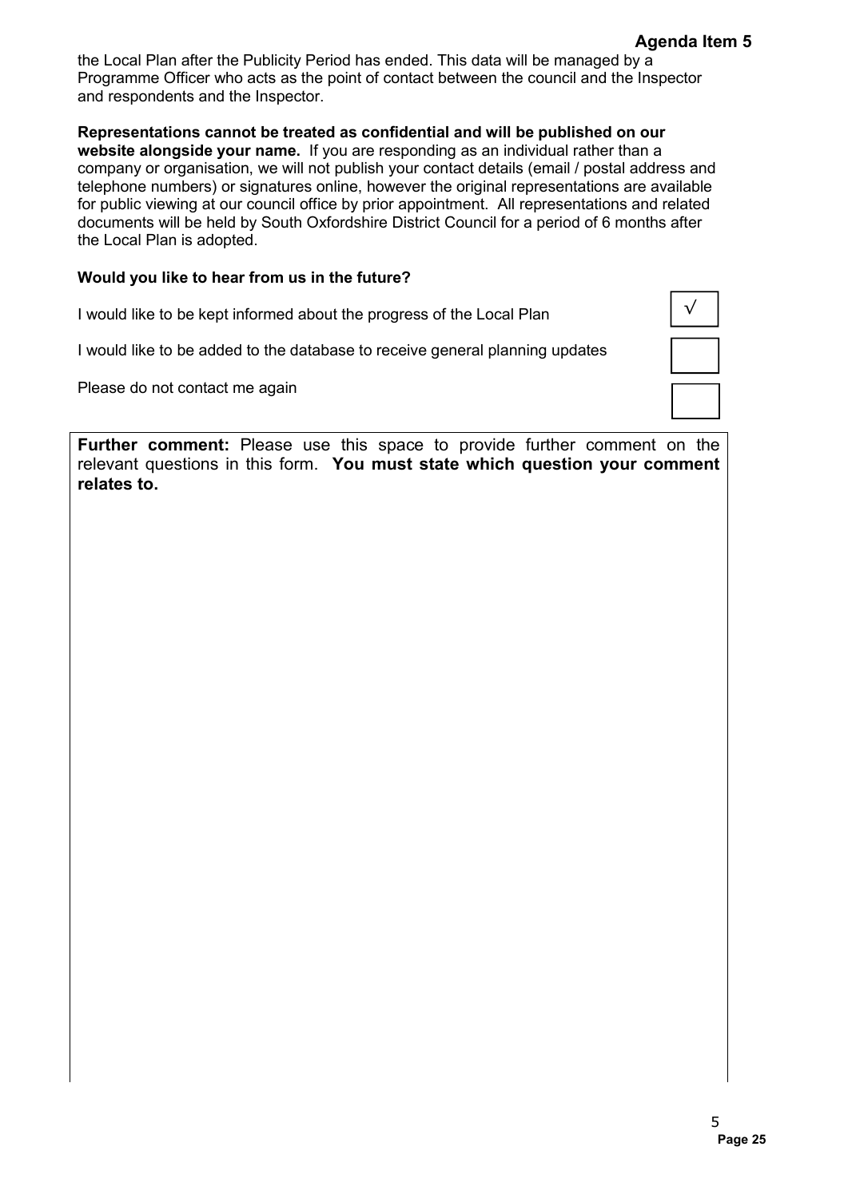the Local Plan after the Publicity Period has ended. This data will be managed by a Programme Officer who acts as the point of contact between the council and the Inspector and respondents and the Inspector.

**Representations cannot be treated as confidential and will be published on our website alongside your name.** If you are responding as an individual rather than a company or organisation, we will not publish your contact details (email / postal address and telephone numbers) or signatures online, however the original representations are available for public viewing at our council office by prior appointment. All representations and related documents will be held by South Oxfordshire District Council for a period of 6 months after the Local Plan is adopted.

**Would you like to hear from us in the future?**

| | |
|---|---|
| I would like to be kept informed about the progress of the Local Plan | √ |
| I would like to be added to the database to receive general planning updates | |
| Please do not contact me again | |

**Further comment:** Please use this space to provide further comment on the relevant questions in this form. **You must state which question your comment relates to.**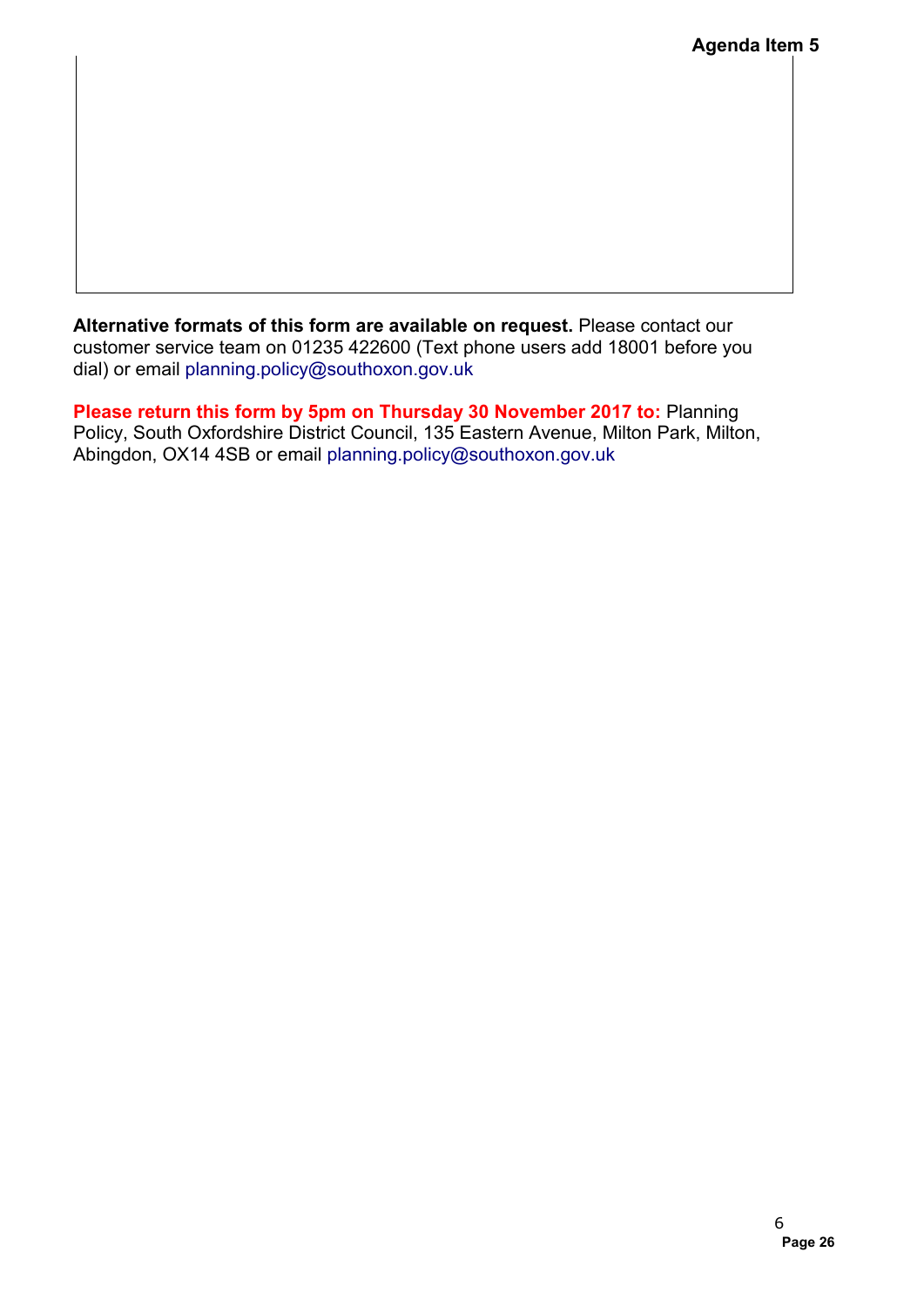**Alternative formats of this form are available on request.** Please contact our customer service team on 01235 422600 (Text phone users add 18001 before you dial) or email planning.policy@southoxon.gov.uk

**Please return this form by 5pm on Thursday 30 November 2017 to:** Planning Policy, South Oxfordshire District Council, 135 Eastern Avenue, Milton Park, Milton, Abingdon, OX14 4SB or email planning.policy@southoxon.gov.uk